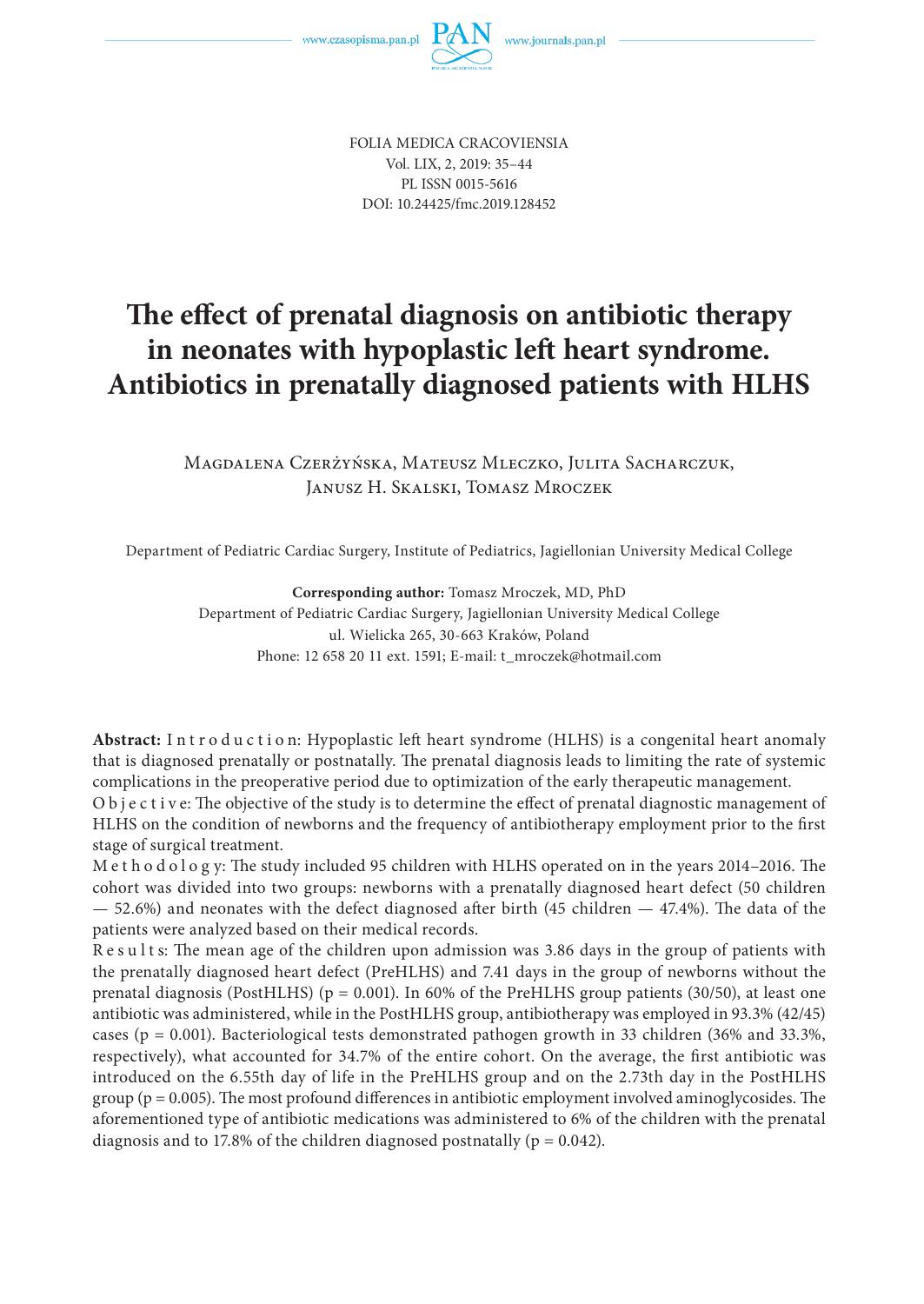FOLIA MEDICA CRACOVIENSIA
Vol. LIX, 2, 2019: 35–44
PL ISSN 0015-5616
DOI: 10.24425/fmc.2019.128452

# The effect of prenatal diagnosis on antibiotic therapy in neonates with hypoplastic left heart syndrome. Antibiotics in prenatally diagnosed patients with HLHS

Magdalena Czerżyńska, Mateusz Mleczko, Julita Sacharczuk, Janusz H. Skalski, Tomasz Mroczek

Department of Pediatric Cardiac Surgery, Institute of Pediatrics, Jagiellonian University Medical College

**Corresponding author:** Tomasz Mroczek, MD, PhD
Department of Pediatric Cardiac Surgery, Jagiellonian University Medical College
ul. Wielicka 265, 30-663 Kraków, Poland
Phone: 12 658 20 11 ext. 1591; E-mail: t_mroczek@hotmail.com

**Abstract:** Introduction: Hypoplastic left heart syndrome (HLHS) is a congenital heart anomaly that is diagnosed prenatally or postnatally. The prenatal diagnosis leads to limiting the rate of systemic complications in the preoperative period due to optimization of the early therapeutic management.

Objective: The objective of the study is to determine the effect of prenatal diagnostic management of HLHS on the condition of newborns and the frequency of antibiotherapy employment prior to the first stage of surgical treatment.

Methodology: The study included 95 children with HLHS operated on in the years 2014–2016. The cohort was divided into two groups: newborns with a prenatally diagnosed heart defect (50 children — 52.6%) and neonates with the defect diagnosed after birth (45 children — 47.4%). The data of the patients were analyzed based on their medical records.

Results: The mean age of the children upon admission was 3.86 days in the group of patients with the prenatally diagnosed heart defect (PreHLHS) and 7.41 days in the group of newborns without the prenatal diagnosis (PostHLHS) ($p = 0.001$). In 60% of the PreHLHS group patients (30/50), at least one antibiotic was administered, while in the PostHLHS group, antibiotherapy was employed in 93.3% (42/45) cases ($p = 0.001$). Bacteriological tests demonstrated pathogen growth in 33 children (36% and 33.3%, respectively), what accounted for 34.7% of the entire cohort. On the average, the first antibiotic was introduced on the 6.55th day of life in the PreHLHS group and on the 2.73th day in the PostHLHS group ($p = 0.005$). The most profound differences in antibiotic employment involved aminoglycosides. The aforementioned type of antibiotic medications was administered to 6% of the children with the prenatal diagnosis and to 17.8% of the children diagnosed postnatally ($p = 0.042$).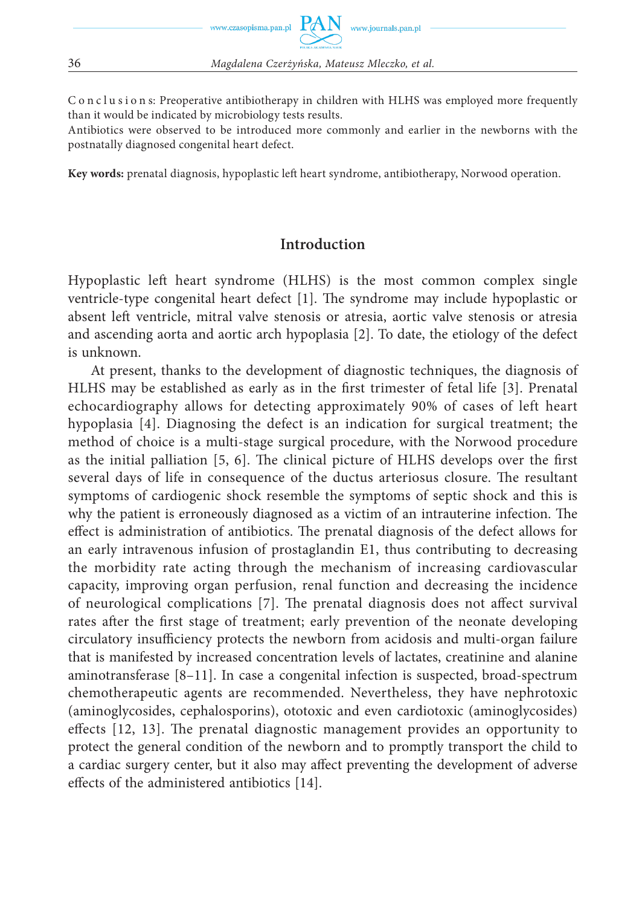Conclusions: Preoperative antibiotherapy in children with HLHS was employed more frequently than it would be indicated by microbiology tests results.

Antibiotics were observed to be introduced more commonly and earlier in the newborns with the postnatally diagnosed congenital heart defect.

**Key words:** prenatal diagnosis, hypoplastic left heart syndrome, antibiotherapy, Norwood operation.

## Introduction

Hypoplastic left heart syndrome (HLHS) is the most common complex single ventricle-type congenital heart defect [1]. The syndrome may include hypoplastic or absent left ventricle, mitral valve stenosis or atresia, aortic valve stenosis or atresia and ascending aorta and aortic arch hypoplasia [2]. To date, the etiology of the defect is unknown.

At present, thanks to the development of diagnostic techniques, the diagnosis of HLHS may be established as early as in the first trimester of fetal life [3]. Prenatal echocardiography allows for detecting approximately 90% of cases of left heart hypoplasia [4]. Diagnosing the defect is an indication for surgical treatment; the method of choice is a multi-stage surgical procedure, with the Norwood procedure as the initial palliation [5, 6]. The clinical picture of HLHS develops over the first several days of life in consequence of the ductus arteriosus closure. The resultant symptoms of cardiogenic shock resemble the symptoms of septic shock and this is why the patient is erroneously diagnosed as a victim of an intrauterine infection. The effect is administration of antibiotics. The prenatal diagnosis of the defect allows for an early intravenous infusion of prostaglandin E1, thus contributing to decreasing the morbidity rate acting through the mechanism of increasing cardiovascular capacity, improving organ perfusion, renal function and decreasing the incidence of neurological complications [7]. The prenatal diagnosis does not affect survival rates after the first stage of treatment; early prevention of the neonate developing circulatory insufficiency protects the newborn from acidosis and multi-organ failure that is manifested by increased concentration levels of lactates, creatinine and alanine aminotransferase [8–11]. In case a congenital infection is suspected, broad-spectrum chemotherapeutic agents are recommended. Nevertheless, they have nephrotoxic (aminoglycosides, cephalosporins), ototoxic and even cardiotoxic (aminoglycosides) effects [12, 13]. The prenatal diagnostic management provides an opportunity to protect the general condition of the newborn and to promptly transport the child to a cardiac surgery center, but it also may affect preventing the development of adverse effects of the administered antibiotics [14].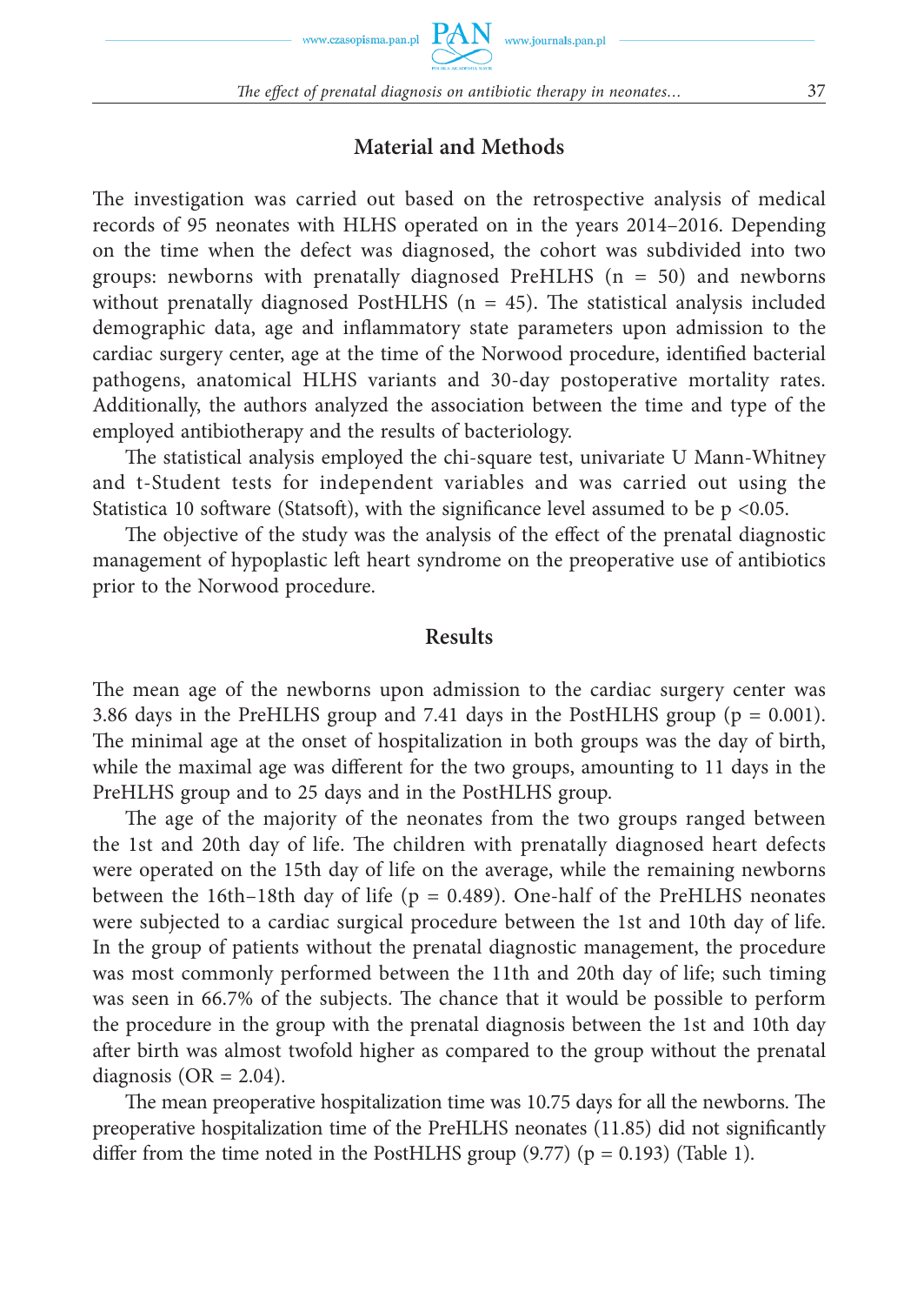## Material and Methods

The investigation was carried out based on the retrospective analysis of medical records of 95 neonates with HLHS operated on in the years 2014–2016. Depending on the time when the defect was diagnosed, the cohort was subdivided into two groups: newborns with prenatally diagnosed PreHLHS (n = 50) and newborns without prenatally diagnosed PostHLHS (n = 45). The statistical analysis included demographic data, age and inflammatory state parameters upon admission to the cardiac surgery center, age at the time of the Norwood procedure, identified bacterial pathogens, anatomical HLHS variants and 30-day postoperative mortality rates. Additionally, the authors analyzed the association between the time and type of the employed antibiotherapy and the results of bacteriology.

The statistical analysis employed the chi-square test, univariate U Mann-Whitney and t-Student tests for independent variables and was carried out using the Statistica 10 software (Statsoft), with the significance level assumed to be $p < 0.05$.

The objective of the study was the analysis of the effect of the prenatal diagnostic management of hypoplastic left heart syndrome on the preoperative use of antibiotics prior to the Norwood procedure.

## Results

The mean age of the newborns upon admission to the cardiac surgery center was 3.86 days in the PreHLHS group and 7.41 days in the PostHLHS group ($p = 0.001$). The minimal age at the onset of hospitalization in both groups was the day of birth, while the maximal age was different for the two groups, amounting to 11 days in the PreHLHS group and to 25 days and in the PostHLHS group.

The age of the majority of the neonates from the two groups ranged between the 1st and 20th day of life. The children with prenatally diagnosed heart defects were operated on the 15th day of life on the average, while the remaining newborns between the 16th–18th day of life ($p = 0.489$). One-half of the PreHLHS neonates were subjected to a cardiac surgical procedure between the 1st and 10th day of life. In the group of patients without the prenatal diagnostic management, the procedure was most commonly performed between the 11th and 20th day of life; such timing was seen in 66.7% of the subjects. The chance that it would be possible to perform the procedure in the group with the prenatal diagnosis between the 1st and 10th day after birth was almost twofold higher as compared to the group without the prenatal diagnosis (OR = 2.04).

The mean preoperative hospitalization time was 10.75 days for all the newborns. The preoperative hospitalization time of the PreHLHS neonates (11.85) did not significantly differ from the time noted in the PostHLHS group (9.77) ($p = 0.193$) (Table 1).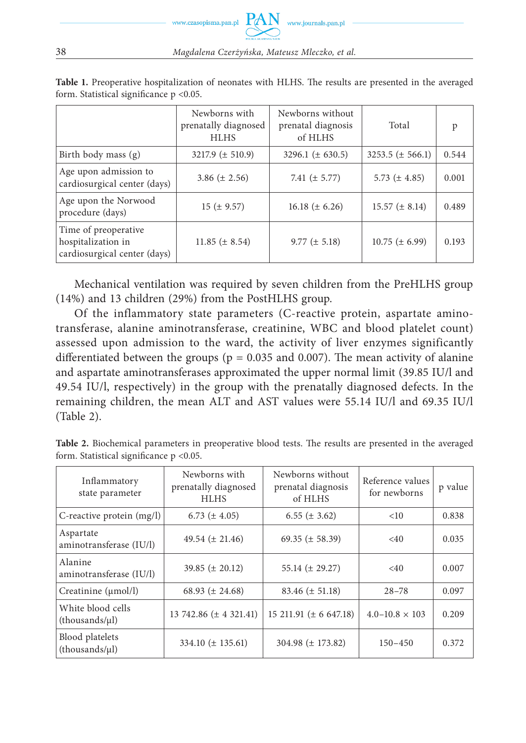**Table 1.** Preoperative hospitalization of neonates with HLHS. The results are presented in the averaged form. Statistical significance p <0.05.

| | Newborns with prenatally diagnosed HLHS | Newborns without prenatal diagnosis of HLHS | Total | p |
|---|---|---|---|---|
| Birth body mass (g) | 3217.9 (± 510.9) | 3296.1 (± 630.5) | 3253.5 (± 566.1) | 0.544 |
| Age upon admission to cardiosurgical center (days) | 3.86 (± 2.56) | 7.41 (± 5.77) | 5.73 (± 4.85) | 0.001 |
| Age upon the Norwood procedure (days) | 15 (± 9.57) | 16.18 (± 6.26) | 15.57 (± 8.14) | 0.489 |
| Time of preoperative hospitalization in cardiosurgical center (days) | 11.85 (± 8.54) | 9.77 (± 5.18) | 10.75 (± 6.99) | 0.193 |

Mechanical ventilation was required by seven children from the PreHLHS group (14%) and 13 children (29%) from the PostHLHS group.

Of the inflammatory state parameters (C-reactive protein, aspartate aminotransferase, alanine aminotransferase, creatinine, WBC and blood platelet count) assessed upon admission to the ward, the activity of liver enzymes significantly differentiated between the groups (p = 0.035 and 0.007). The mean activity of alanine and aspartate aminotransferases approximated the upper normal limit (39.85 IU/l and 49.54 IU/l, respectively) in the group with the prenatally diagnosed defects. In the remaining children, the mean ALT and AST values were 55.14 IU/l and 69.35 IU/l (Table 2).

**Table 2.** Biochemical parameters in preoperative blood tests. The results are presented in the averaged form. Statistical significance p <0.05.

| Inflammatory state parameter | Newborns with prenatally diagnosed HLHS | Newborns without prenatal diagnosis of HLHS | Reference values for newborns | p value |
|---|---|---|---|---|
| C-reactive protein (mg/l) | 6.73 (± 4.05) | 6.55 (± 3.62) | <10 | 0.838 |
| Aspartate aminotransferase (IU/l) | 49.54 (± 21.46) | 69.35 (± 58.39) | <40 | 0.035 |
| Alanine aminotransferase (IU/l) | 39.85 (± 20.12) | 55.14 (± 29.27) | <40 | 0.007 |
| Creatinine (μmol/l) | 68.93 (± 24.68) | 83.46 (± 51.18) | 28–78 | 0.097 |
| White blood cells (thousands/μl) | 13 742.86 (± 4 321.41) | 15 211.91 (± 6 647.18) | 4.0–10.8 × 103 | 0.209 |
| Blood platelets (thousands/μl) | 334.10 (± 135.61) | 304.98 (± 173.82) | 150–450 | 0.372 |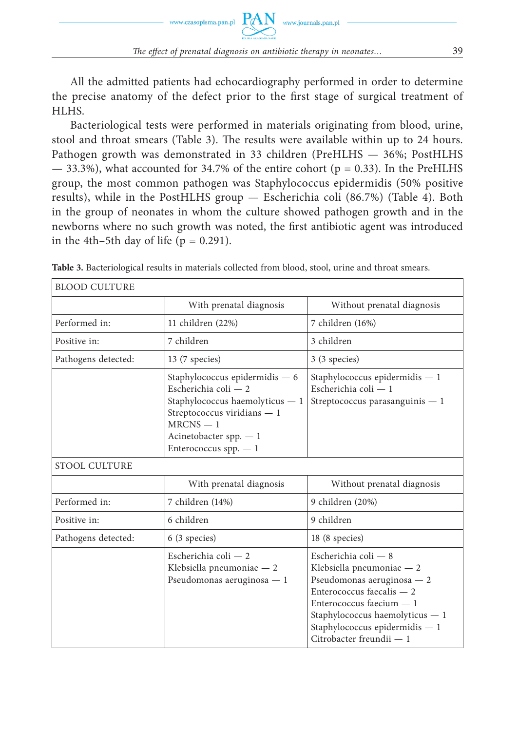All the admitted patients had echocardiography performed in order to determine the precise anatomy of the defect prior to the first stage of surgical treatment of HLHS.

Bacteriological tests were performed in materials originating from blood, urine, stool and throat smears (Table 3). The results were available within up to 24 hours. Pathogen growth was demonstrated in 33 children (PreHLHS — 36%; PostHLHS — 33.3%), what accounted for 34.7% of the entire cohort ($p = 0.33$). In the PreHLHS group, the most common pathogen was Staphylococcus epidermidis (50% positive results), while in the PostHLHS group — Escherichia coli (86.7%) (Table 4). Both in the group of neonates in whom the culture showed pathogen growth and in the newborns where no such growth was noted, the first antibiotic agent was introduced in the 4th–5th day of life ($p = 0.291$).

**Table 3.** Bacteriological results in materials collected from blood, stool, urine and throat smears.

| BLOOD CULTURE | | |
|---|---|---|
| | With prenatal diagnosis | Without prenatal diagnosis |
| Performed in: | 11 children (22%) | 7 children (16%) |
| Positive in: | 7 children | 3 children |
| Pathogens detected: | 13 (7 species) | 3 (3 species) |
| | Staphylococcus epidermidis — 6<br>Escherichia coli — 2<br>Staphylococcus haemolyticus — 1<br>Streptococcus viridians — 1<br>MRCNS — 1<br>Acinetobacter spp. — 1<br>Enterococcus spp. — 1 | Staphylococcus epidermidis — 1<br>Escherichia coli — 1<br>Streptococcus parasanguinis — 1 |
| **STOOL CULTURE** | | |
| | With prenatal diagnosis | Without prenatal diagnosis |
| Performed in: | 7 children (14%) | 9 children (20%) |
| Positive in: | 6 children | 9 children |
| Pathogens detected: | 6 (3 species) | 18 (8 species) |
| | Escherichia coli — 2<br>Klebsiella pneumoniae — 2<br>Pseudomonas aeruginosa — 1 | Escherichia coli — 8<br>Klebsiella pneumoniae — 2<br>Pseudomonas aeruginosa — 2<br>Enterococcus faecalis — 2<br>Enterococcus faecium — 1<br>Staphylococcus haemolyticus — 1<br>Staphylococcus epidermidis — 1<br>Citrobacter freundii — 1 |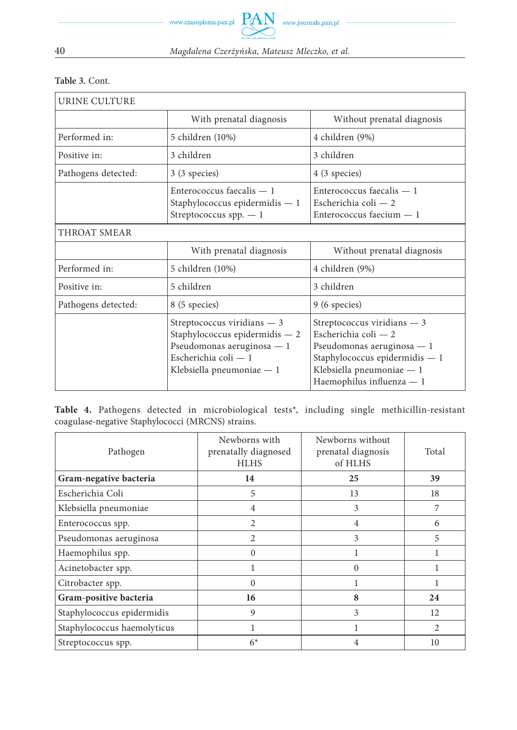**Table 3.** Cont.

| URINE CULTURE | | |
|---|---|---|
| | With prenatal diagnosis | Without prenatal diagnosis |
| Performed in: | 5 children (10%) | 4 children (9%) |
| Positive in: | 3 children | 3 children |
| Pathogens detected: | 3 (3 species) | 4 (3 species) |
| | Enterococcus faecalis — 1<br>Staphylococcus epidermidis — 1<br>Streptococcus spp. — 1 | Enterococcus faecalis — 1<br>Escherichia coli — 2<br>Enterococcus faecium — 1 |
| **THROAT SMEAR** | | |
| | With prenatal diagnosis | Without prenatal diagnosis |
| Performed in: | 5 children (10%) | 4 children (9%) |
| Positive in: | 5 children | 3 children |
| Pathogens detected: | 8 (5 species) | 9 (6 species) |
| | Streptococcus viridians — 3<br>Staphylococcus epidermidis — 2<br>Pseudomonas aeruginosa — 1<br>Escherichia coli — 1<br>Klebsiella pneumoniae — 1 | Streptococcus viridians — 3<br>Escherichia coli — 2<br>Pseudomonas aeruginosa — 1<br>Staphylococcus epidermidis — 1<br>Klebsiella pneumoniae — 1<br>Haemophilus influenza — 1 |

**Table 4.** Pathogens detected in microbiological tests*, including single methicillin-resistant coagulase-negative Staphylococci (MRCNS) strains.

| Pathogen | Newborns with prenatally diagnosed HLHS | Newborns without prenatal diagnosis of HLHS | Total |
|---|---|---|---|
| **Gram-negative bacteria** | **14** | **25** | **39** |
| Escherichia Coli | 5 | 13 | 18 |
| Klebsiella pneumoniae | 4 | 3 | 7 |
| Enterococcus spp. | 2 | 4 | 6 |
| Pseudomonas aeruginosa | 2 | 3 | 5 |
| Haemophilus spp. | 0 | 1 | 1 |
| Acinetobacter spp. | 1 | 0 | 1 |
| Citrobacter spp. | 0 | 1 | 1 |
| **Gram-positive bacteria** | **16** | **8** | **24** |
| Staphylococcus epidermidis | 9 | 3 | 12 |
| Staphylococcus haemolyticus | 1 | 1 | 2 |
| Streptococcus spp. | 6* | 4 | 10 |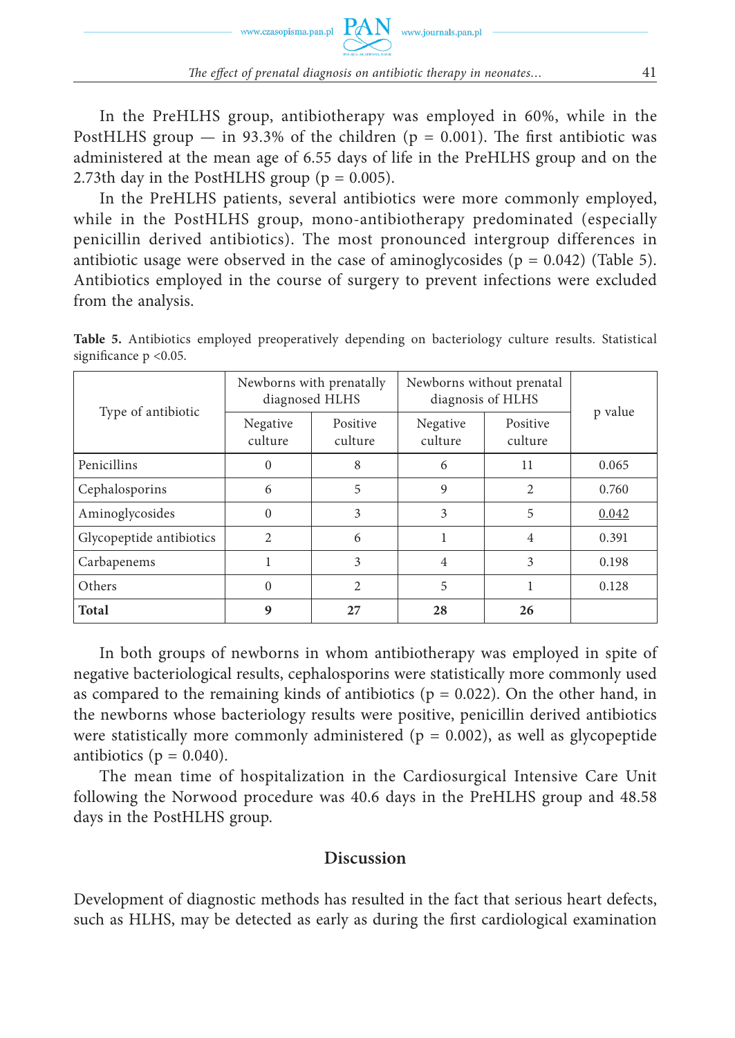In the PreHLHS group, antibiotherapy was employed in 60%, while in the PostHLHS group — in 93.3% of the children ($p = 0.001$). The first antibiotic was administered at the mean age of 6.55 days of life in the PreHLHS group and on the 2.73th day in the PostHLHS group ($p = 0.005$).

In the PreHLHS patients, several antibiotics were more commonly employed, while in the PostHLHS group, mono-antibiotherapy predominated (especially penicillin derived antibiotics). The most pronounced intergroup differences in antibiotic usage were observed in the case of aminoglycosides ($p = 0.042$) (Table 5). Antibiotics employed in the course of surgery to prevent infections were excluded from the analysis.

**Table 5.** Antibiotics employed preoperatively depending on bacteriology culture results. Statistical significance $p < 0.05$.

| Type of antibiotic | Newborns with prenatally diagnosed HLHS | | Newborns without prenatal diagnosis of HLHS | | p value |
|---|---|---|---|---|---|
| | Negative culture | Positive culture | Negative culture | Positive culture | |
| Penicillins | 0 | 8 | 6 | 11 | 0.065 |
| Cephalosporins | 6 | 5 | 9 | 2 | 0.760 |
| Aminoglycosides | 0 | 3 | 3 | 5 | <u>0.042</u> |
| Glycopeptide antibiotics | 2 | 6 | 1 | 4 | 0.391 |
| Carbapenems | 1 | 3 | 4 | 3 | 0.198 |
| Others | 0 | 2 | 5 | 1 | 0.128 |
| **Total** | **9** | **27** | **28** | **26** | |

In both groups of newborns in whom antibiotherapy was employed in spite of negative bacteriological results, cephalosporins were statistically more commonly used as compared to the remaining kinds of antibiotics ($p = 0.022$). On the other hand, in the newborns whose bacteriology results were positive, penicillin derived antibiotics were statistically more commonly administered ($p = 0.002$), as well as glycopeptide antibiotics ($p = 0.040$).

The mean time of hospitalization in the Cardiosurgical Intensive Care Unit following the Norwood procedure was 40.6 days in the PreHLHS group and 48.58 days in the PostHLHS group.

## Discussion

Development of diagnostic methods has resulted in the fact that serious heart defects, such as HLHS, may be detected as early as during the first cardiological examination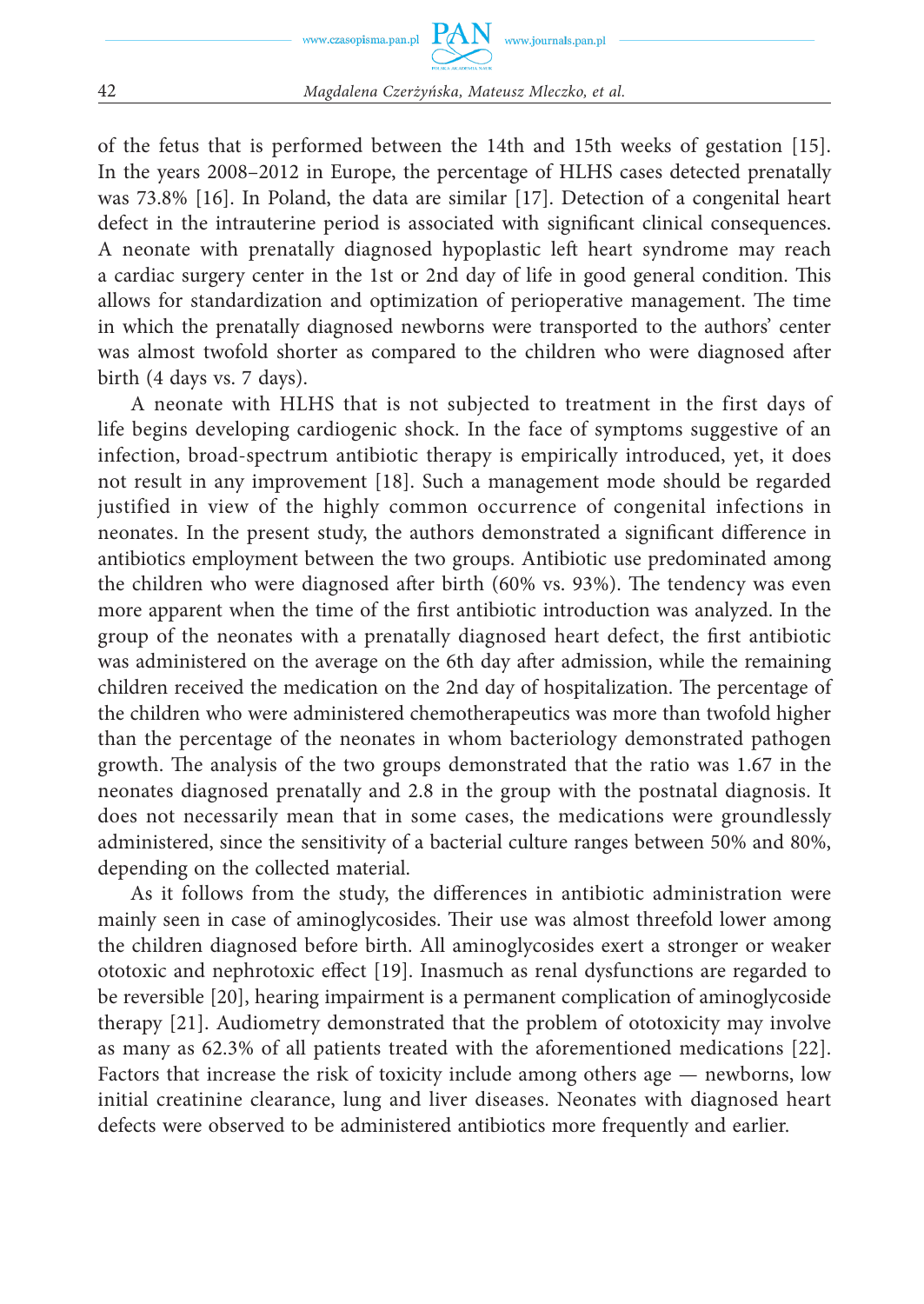of the fetus that is performed between the 14th and 15th weeks of gestation [15]. In the years 2008–2012 in Europe, the percentage of HLHS cases detected prenatally was 73.8% [16]. In Poland, the data are similar [17]. Detection of a congenital heart defect in the intrauterine period is associated with significant clinical consequences. A neonate with prenatally diagnosed hypoplastic left heart syndrome may reach a cardiac surgery center in the 1st or 2nd day of life in good general condition. This allows for standardization and optimization of perioperative management. The time in which the prenatally diagnosed newborns were transported to the authors' center was almost twofold shorter as compared to the children who were diagnosed after birth (4 days vs. 7 days).

A neonate with HLHS that is not subjected to treatment in the first days of life begins developing cardiogenic shock. In the face of symptoms suggestive of an infection, broad-spectrum antibiotic therapy is empirically introduced, yet, it does not result in any improvement [18]. Such a management mode should be regarded justified in view of the highly common occurrence of congenital infections in neonates. In the present study, the authors demonstrated a significant difference in antibiotics employment between the two groups. Antibiotic use predominated among the children who were diagnosed after birth (60% vs. 93%). The tendency was even more apparent when the time of the first antibiotic introduction was analyzed. In the group of the neonates with a prenatally diagnosed heart defect, the first antibiotic was administered on the average on the 6th day after admission, while the remaining children received the medication on the 2nd day of hospitalization. The percentage of the children who were administered chemotherapeutics was more than twofold higher than the percentage of the neonates in whom bacteriology demonstrated pathogen growth. The analysis of the two groups demonstrated that the ratio was 1.67 in the neonates diagnosed prenatally and 2.8 in the group with the postnatal diagnosis. It does not necessarily mean that in some cases, the medications were groundlessly administered, since the sensitivity of a bacterial culture ranges between 50% and 80%, depending on the collected material.

As it follows from the study, the differences in antibiotic administration were mainly seen in case of aminoglycosides. Their use was almost threefold lower among the children diagnosed before birth. All aminoglycosides exert a stronger or weaker ototoxic and nephrotoxic effect [19]. Inasmuch as renal dysfunctions are regarded to be reversible [20], hearing impairment is a permanent complication of aminoglycoside therapy [21]. Audiometry demonstrated that the problem of ototoxicity may involve as many as 62.3% of all patients treated with the aforementioned medications [22]. Factors that increase the risk of toxicity include among others age — newborns, low initial creatinine clearance, lung and liver diseases. Neonates with diagnosed heart defects were observed to be administered antibiotics more frequently and earlier.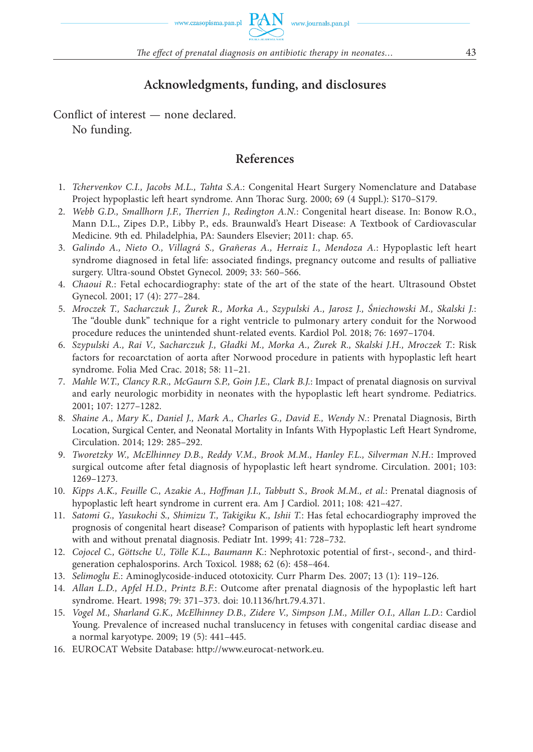## Acknowledgments, funding, and disclosures

Conflict of interest — none declared.

No funding.

## References

1. *Tchervenkov C.I., Jacobs M.L., Tahta S.A.*: Congenital Heart Surgery Nomenclature and Database Project hypoplastic left heart syndrome. Ann Thorac Surg. 2000; 69 (4 Suppl.): S170–S179.
2. *Webb G.D., Smallhorn J.F., Therrien J., Redington A.N.*: Congenital heart disease. In: Bonow R.O., Mann D.L., Zipes D.P., Libby P., eds. Braunwald's Heart Disease: A Textbook of Cardiovascular Medicine. 9th ed. Philadelphia, PA: Saunders Elsevier; 2011: chap. 65.
3. *Galindo A., Nieto O., Villagrá S., Grañeras A., Herraiz I., Mendoza A.*: Hypoplastic left heart syndrome diagnosed in fetal life: associated findings, pregnancy outcome and results of palliative surgery. Ultra-sound Obstet Gynecol. 2009; 33: 560–566.
4. *Chaoui R.*: Fetal echocardiography: state of the art of the state of the heart. Ultrasound Obstet Gynecol. 2001; 17 (4): 277–284.
5. *Mroczek T., Sacharczuk J., Żurek R., Morka A., Szypulski A., Jarosz J., Śniechowski M., Skalski J.*: The "double dunk" technique for a right ventricle to pulmonary artery conduit for the Norwood procedure reduces the unintended shunt-related events. Kardiol Pol. 2018; 76: 1697–1704.
6. *Szypulski A., Rai V., Sacharczuk J., Gładki M., Morka A., Żurek R., Skalski J.H., Mroczek T.*: Risk factors for recoarctation of aorta after Norwood procedure in patients with hypoplastic left heart syndrome. Folia Med Crac. 2018; 58: 11–21.
7. *Mahle W.T., Clancy R.R., McGaurn S.P., Goin J.E., Clark B.J.*: Impact of prenatal diagnosis on survival and early neurologic morbidity in neonates with the hypoplastic left heart syndrome. Pediatrics. 2001; 107: 1277–1282.
8. *Shaine A., Mary K., Daniel J., Mark A., Charles G., David E., Wendy N.*: Prenatal Diagnosis, Birth Location, Surgical Center, and Neonatal Mortality in Infants With Hypoplastic Left Heart Syndrome, Circulation. 2014; 129: 285–292.
9. *Tworetzky W., McElhinney D.B., Reddy V.M., Brook M.M., Hanley F.L., Silverman N.H.*: Improved surgical outcome after fetal diagnosis of hypoplastic left heart syndrome. Circulation. 2001; 103: 1269–1273.
10. *Kipps A.K., Feuille C., Azakie A., Hoffman J.I., Tabbutt S., Brook M.M., et al.*: Prenatal diagnosis of hypoplastic left heart syndrome in current era. Am J Cardiol. 2011; 108: 421–427.
11. *Satomi G., Yasukochi S., Shimizu T., Takigiku K., Ishii T.*: Has fetal echocardiography improved the prognosis of congenital heart disease? Comparison of patients with hypoplastic left heart syndrome with and without prenatal diagnosis. Pediatr Int. 1999; 41: 728–732.
12. *Cojocel C., Göttsche U., Tölle K.L., Baumann K.*: Nephrotoxic potential of first-, second-, and third-generation cephalosporins. Arch Toxicol. 1988; 62 (6): 458–464.
13. *Selimoglu E.*: Aminoglycoside-induced ototoxicity. Curr Pharm Des. 2007; 13 (1): 119–126.
14. *Allan L.D., Apfel H.D., Printz B.F.*: Outcome after prenatal diagnosis of the hypoplastic left hart syndrome. Heart. 1998; 79: 371–373. doi: 10.1136/hrt.79.4.371.
15. *Vogel M., Sharland G.K., McElhinney D.B., Zidere V., Simpson J.M., Miller O.I., Allan L.D.*: Cardiol Young. Prevalence of increased nuchal translucency in fetuses with congenital cardiac disease and a normal karyotype. 2009; 19 (5): 441–445.
16. EUROCAT Website Database: http://www.eurocat-network.eu.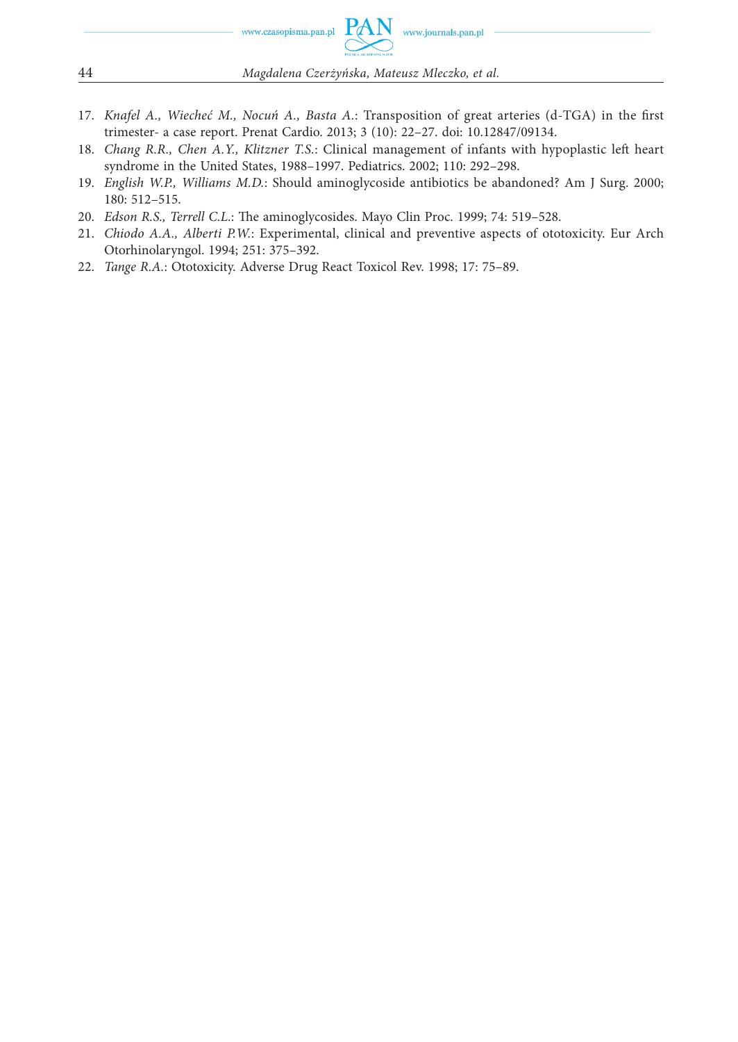17. *Knafel A., Wiecheć M., Nocuń A., Basta A.*: Transposition of great arteries (d-TGA) in the first trimester- a case report. Prenat Cardio. 2013; 3 (10): 22–27. doi: 10.12847/09134.
18. *Chang R.R., Chen A.Y., Klitzner T.S.*: Clinical management of infants with hypoplastic left heart syndrome in the United States, 1988–1997. Pediatrics. 2002; 110: 292–298.
19. *English W.P., Williams M.D.*: Should aminoglycoside antibiotics be abandoned? Am J Surg. 2000; 180: 512–515.
20. *Edson R.S., Terrell C.L.*: The aminoglycosides. Mayo Clin Proc. 1999; 74: 519–528.
21. *Chiodo A.A., Alberti P.W.*: Experimental, clinical and preventive aspects of ototoxicity. Eur Arch Otorhinolaryngol. 1994; 251: 375–392.
22. *Tange R.A.*: Ototoxicity. Adverse Drug React Toxicol Rev. 1998; 17: 75–89.